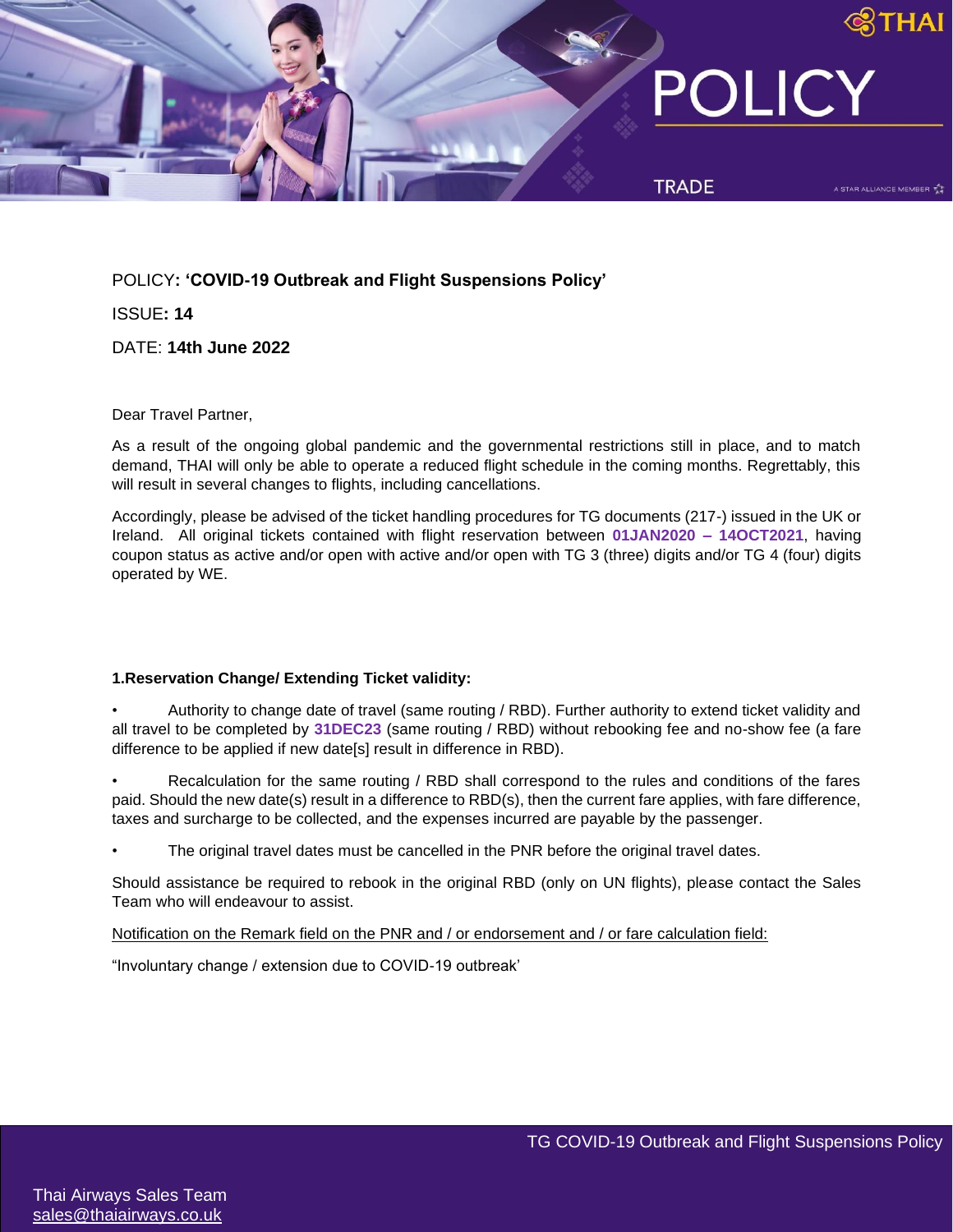# POLICY

TRADE

POLICY**: 'COVID-19 Outbreak and Flight Suspensions Policy'**

ISSUE**: 14**

DATE: **14th June 2022**

Dear Travel Partner,

As a result of the ongoing global pandemic and the governmental restrictions still in place, and to match demand, THAI will only be able to operate a reduced flight schedule in the coming months. Regrettably, this will result in several changes to flights, including cancellations.

Accordingly, please be advised of the ticket handling procedures for TG documents (217-) issued in the UK or Ireland. All original tickets contained with flight reservation between **01JAN2020 – 14OCT2021**, having coupon status as active and/or open with active and/or open with TG 3 (three) digits and/or TG 4 (four) digits operated by WE.

**1.Reservation Change/ Extending Ticket validity:**

- Authority to change date of travel (same routing / RBD). Further authority to extend ticket validity and all travel to be completed by **31DEC23** (same routing / RBD) without rebooking fee and no-show fee (a fare difference to be applied if new date[s] result in difference in RBD).
- Recalculation for the same routing / RBD shall correspond to the rules and conditions of the fares paid. Should the new date(s) result in a difference to RBD(s), then the current fare applies, with fare difference, taxes and surcharge to be collected, and the expenses incurred are payable by the passenger.
- The original travel dates must be cancelled in the PNR before the original travel dates.

Should assistance be required to rebook in the original RBD (only on UN flights), please contact the Sales Team who will endeavour to assist.

Notification on the Remark field on the PNR and / or endorsement and / or fare calculation field:

"Involuntary change / extension due to COVID-19 outbreak'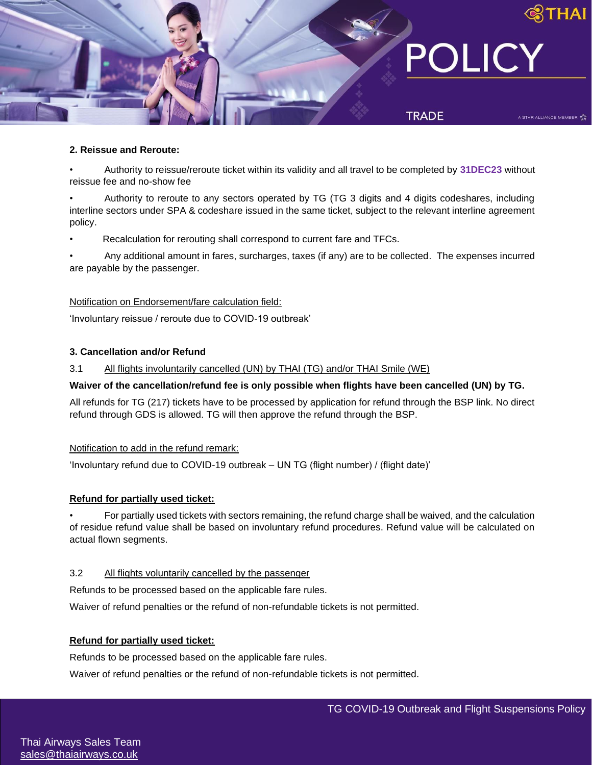## 2. Reissue and Reroute:

- Authority to reissue/reroute ticket within its validity and all travel to be completed by **31DEC23** without reissue fee and no-show fee
- Authority to reroute to any sectors operated by TG (TG 3 digits and 4 digits codeshares, including interline sectors under SPA & codeshare issued in the same ticket, subject to the relevant interline agreement policy.
- Recalculation for rerouting shall correspond to current fare and TFCs.
- Any additional amount in fares, surcharges, taxes (if any) are to be collected. The expenses incurred are payable by the passenger.

Notification on Endorsement/fare calculation field:

'Involuntary reissue / reroute due to COVID-19 outbreak'

## 3. Cancellation and/or Refund

3.1 All flights involuntarily cancelled (UN) by THAI (TG) and/or THAI Smile (WE)

**Waiver of the cancellation/refund fee is only possible when flights have been cancelled (UN) by TG.**

All refunds for TG (217) tickets have to be processed by application for refund through the BSP link. No direct refund through GDS is allowed. TG will then approve the refund through the BSP.

Notification to add in the refund remark:

'Involuntary refund due to COVID-19 outbreak – UN TG (flight number) / (flight date)'

**Refund for partially used ticket:**

- For partially used tickets with sectors remaining, the refund charge shall be waived, and the calculation of residue refund value shall be based on involuntary refund procedures. Refund value will be calculated on actual flown segments.

3.2 All flights voluntarily cancelled by the passenger

Refunds to be processed based on the applicable fare rules.

Waiver of refund penalties or the refund of non-refundable tickets is not permitted.

**Refund for partially used ticket:**

Refunds to be processed based on the applicable fare rules.

Waiver of refund penalties or the refund of non-refundable tickets is not permitted.

Thai Airways Sales Team
sales@thaiairways.co.uk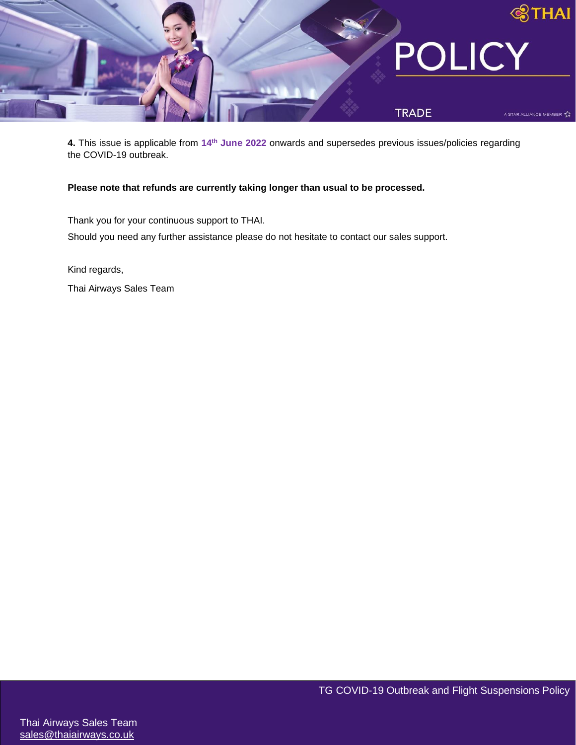**4.** This issue is applicable from **14th June 2022** onwards and supersedes previous issues/policies regarding the COVID-19 outbreak.

**Please note that refunds are currently taking longer than usual to be processed.**

Thank you for your continuous support to THAI.

Should you need any further assistance please do not hesitate to contact our sales support.

Kind regards,

Thai Airways Sales Team